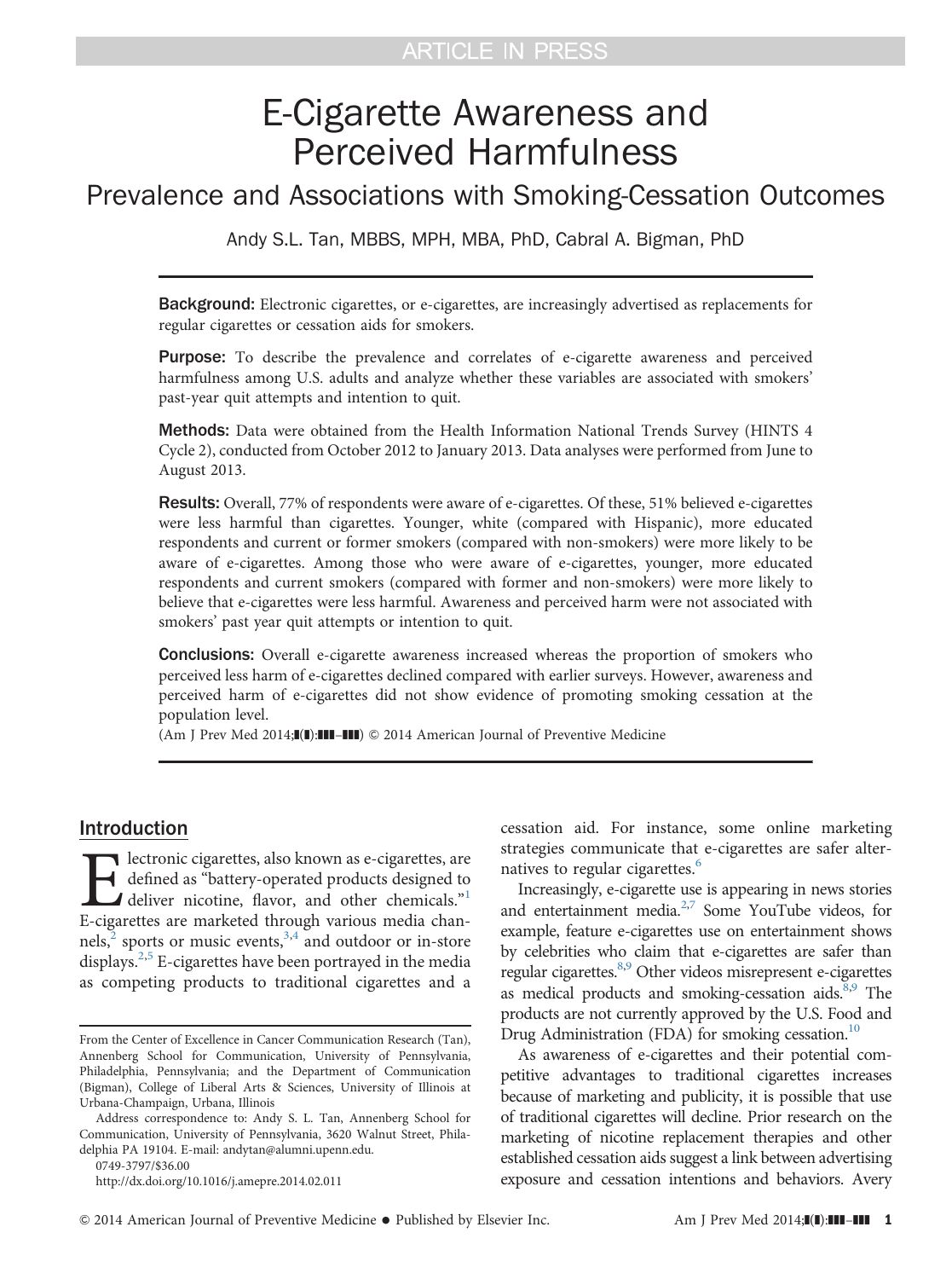# E-Cigarette Awareness and Perceived Harmfulness

## Prevalence and Associations with Smoking-Cessation Outcomes

Andy S.L. Tan, MBBS, MPH, MBA, PhD, Cabral A. Bigman, PhD

**Background:** Electronic cigarettes, or e-cigarettes, are increasingly advertised as replacements for regular cigarettes or cessation aids for smokers.

**Purpose:** To describe the prevalence and correlates of e-cigarette awareness and perceived harmfulness among U.S. adults and analyze whether these variables are associated with smokers' past-year quit attempts and intention to quit.

**Methods:** Data were obtained from the Health Information National Trends Survey (HINTS 4 Cycle 2), conducted from October 2012 to January 2013. Data analyses were performed from June to August 2013.

**Results:** Overall, 77% of respondents were aware of e-cigarettes. Of these, 51% believed e-cigarettes were less harmful than cigarettes. Younger, white (compared with Hispanic), more educated respondents and current or former smokers (compared with non-smokers) were more likely to be aware of e-cigarettes. Among those who were aware of e-cigarettes, younger, more educated respondents and current smokers (compared with former and non-smokers) were more likely to believe that e-cigarettes were less harmful. Awareness and perceived harm were not associated with smokers' past year quit attempts or intention to quit.

**Conclusions:** Overall e-cigarette awareness increased whereas the proportion of smokers who perceived less harm of e-cigarettes declined compared with earlier surveys. However, awareness and perceived harm of e-cigarettes did not show evidence of promoting smoking cessation at the population level.

(Am J Prev Med 2014;■(■):■■■–■■■) © 2014 American Journal of Preventive Medicine

## Introduction

Electronic cigarettes, also known as e-cigarettes, are defined as "battery-operated products designed to deliver nicotine, flavor, and other chemicals."[1] E-cigarettes are marketed through various media channels,[2] sports or music events,[3,4] and outdoor or in-store displays.[2,5] E-cigarettes have been portrayed in the media as competing products to traditional cigarettes and a cessation aid. For instance, some online marketing strategies communicate that e-cigarettes are safer alternatives to regular cigarettes.[6]

Increasingly, e-cigarette use is appearing in news stories and entertainment media.[2,7] Some YouTube videos, for example, feature e-cigarettes use on entertainment shows by celebrities who claim that e-cigarettes are safer than regular cigarettes.[8,9] Other videos misrepresent e-cigarettes as medical products and smoking-cessation aids.[8,9] The products are not currently approved by the U.S. Food and Drug Administration (FDA) for smoking cessation.[10]

As awareness of e-cigarettes and their potential competitive advantages to traditional cigarettes increases because of marketing and publicity, it is possible that use of traditional cigarettes will decline. Prior research on the marketing of nicotine replacement therapies and other established cessation aids suggest a link between advertising exposure and cessation intentions and behaviors. Avery

From the Center of Excellence in Cancer Communication Research (Tan), Annenberg School for Communication, University of Pennsylvania, Philadelphia, Pennsylvania; and the Department of Communication (Bigman), College of Liberal Arts & Sciences, University of Illinois at Urbana-Champaign, Urbana, Illinois

Address correspondence to: Andy S. L. Tan, Annenberg School for Communication, University of Pennsylvania, 3620 Walnut Street, Philadelphia PA 19104. E-mail: andytan@alumni.upenn.edu.

0749-3797/$36.00

http://dx.doi.org/10.1016/j.amepre.2014.02.011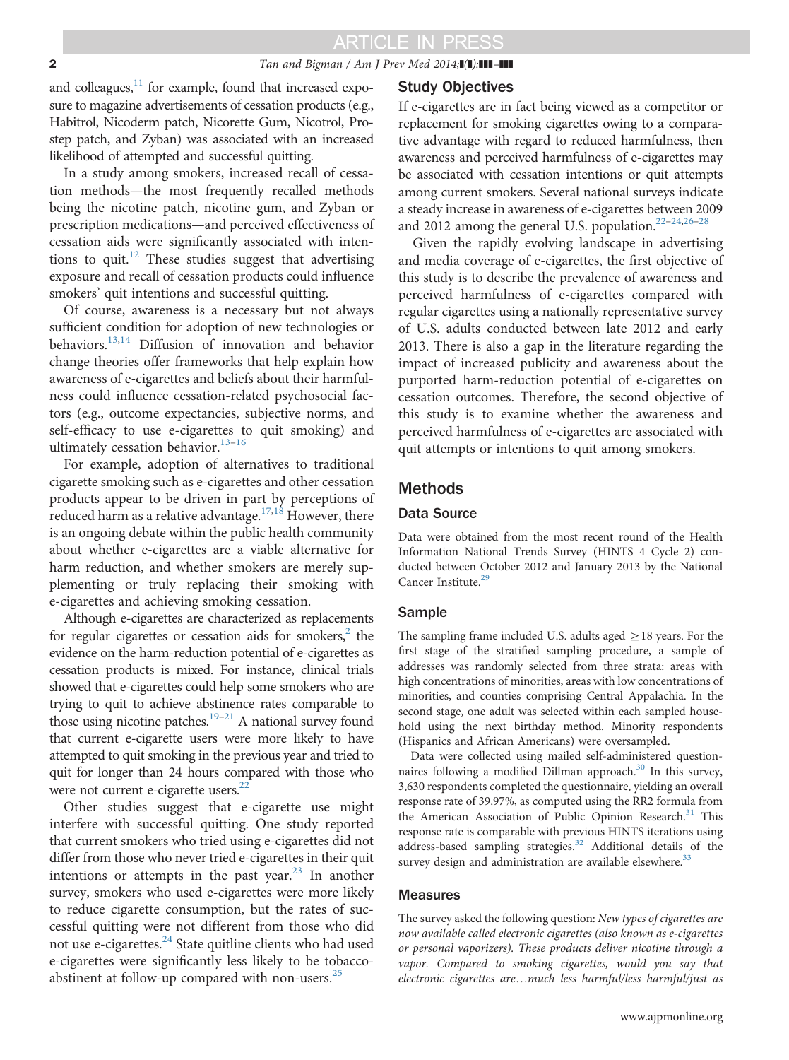and colleagues,[11] for example, found that increased exposure to magazine advertisements of cessation products (e.g., Habitrol, Nicoderm patch, Nicorette Gum, Nicotrol, Prostep patch, and Zyban) was associated with an increased likelihood of attempted and successful quitting.

In a study among smokers, increased recall of cessation methods—the most frequently recalled methods being the nicotine patch, nicotine gum, and Zyban or prescription medications—and perceived effectiveness of cessation aids were significantly associated with intentions to quit.[12] These studies suggest that advertising exposure and recall of cessation products could influence smokers' quit intentions and successful quitting.

Of course, awareness is a necessary but not always sufficient condition for adoption of new technologies or behaviors.[13,14] Diffusion of innovation and behavior change theories offer frameworks that help explain how awareness of e-cigarettes and beliefs about their harmfulness could influence cessation-related psychosocial factors (e.g., outcome expectancies, subjective norms, and self-efficacy to use e-cigarettes to quit smoking) and ultimately cessation behavior.[13–16]

For example, adoption of alternatives to traditional cigarette smoking such as e-cigarettes and other cessation products appear to be driven in part by perceptions of reduced harm as a relative advantage.[17,18] However, there is an ongoing debate within the public health community about whether e-cigarettes are a viable alternative for harm reduction, and whether smokers are merely supplementing or truly replacing their smoking with e-cigarettes and achieving smoking cessation.

Although e-cigarettes are characterized as replacements for regular cigarettes or cessation aids for smokers,[2] the evidence on the harm-reduction potential of e-cigarettes as cessation products is mixed. For instance, clinical trials showed that e-cigarettes could help some smokers who are trying to quit to achieve abstinence rates comparable to those using nicotine patches.[19–21] A national survey found that current e-cigarette users were more likely to have attempted to quit smoking in the previous year and tried to quit for longer than 24 hours compared with those who were not current e-cigarette users.[22]

Other studies suggest that e-cigarette use might interfere with successful quitting. One study reported that current smokers who tried using e-cigarettes did not differ from those who never tried e-cigarettes in their quit intentions or attempts in the past year.[23] In another survey, smokers who used e-cigarettes were more likely to reduce cigarette consumption, but the rates of successful quitting were not different from those who did not use e-cigarettes.[24] State quitline clients who had used e-cigarettes were significantly less likely to be tobacco-abstinent at follow-up compared with non-users.[25]

### Study Objectives

If e-cigarettes are in fact being viewed as a competitor or replacement for smoking cigarettes owing to a comparative advantage with regard to reduced harmfulness, then awareness and perceived harmfulness of e-cigarettes may be associated with cessation intentions or quit attempts among current smokers. Several national surveys indicate a steady increase in awareness of e-cigarettes between 2009 and 2012 among the general U.S. population.[22–24,26–28]

Given the rapidly evolving landscape in advertising and media coverage of e-cigarettes, the first objective of this study is to describe the prevalence of awareness and perceived harmfulness of e-cigarettes compared with regular cigarettes using a nationally representative survey of U.S. adults conducted between late 2012 and early 2013. There is also a gap in the literature regarding the impact of increased publicity and awareness about the purported harm-reduction potential of e-cigarettes on cessation outcomes. Therefore, the second objective of this study is to examine whether the awareness and perceived harmfulness of e-cigarettes are associated with quit attempts or intentions to quit among smokers.

## Methods

### Data Source

Data were obtained from the most recent round of the Health Information National Trends Survey (HINTS 4 Cycle 2) conducted between October 2012 and January 2013 by the National Cancer Institute.[29]

### Sample

The sampling frame included U.S. adults aged ≥18 years. For the first stage of the stratified sampling procedure, a sample of addresses was randomly selected from three strata: areas with high concentrations of minorities, areas with low concentrations of minorities, and counties comprising Central Appalachia. In the second stage, one adult was selected within each sampled household using the next birthday method. Minority respondents (Hispanics and African Americans) were oversampled.

Data were collected using mailed self-administered questionnaires following a modified Dillman approach.[30] In this survey, 3,630 respondents completed the questionnaire, yielding an overall response rate of 39.97%, as computed using the RR2 formula from the American Association of Public Opinion Research.[31] This response rate is comparable with previous HINTS iterations using address-based sampling strategies.[32] Additional details of the survey design and administration are available elsewhere.[33]

### Measures

The survey asked the following question: *New types of cigarettes are now available called electronic cigarettes (also known as e-cigarettes or personal vaporizers). These products deliver nicotine through a vapor. Compared to smoking cigarettes, would you say that electronic cigarettes are…much less harmful/less harmful/just as*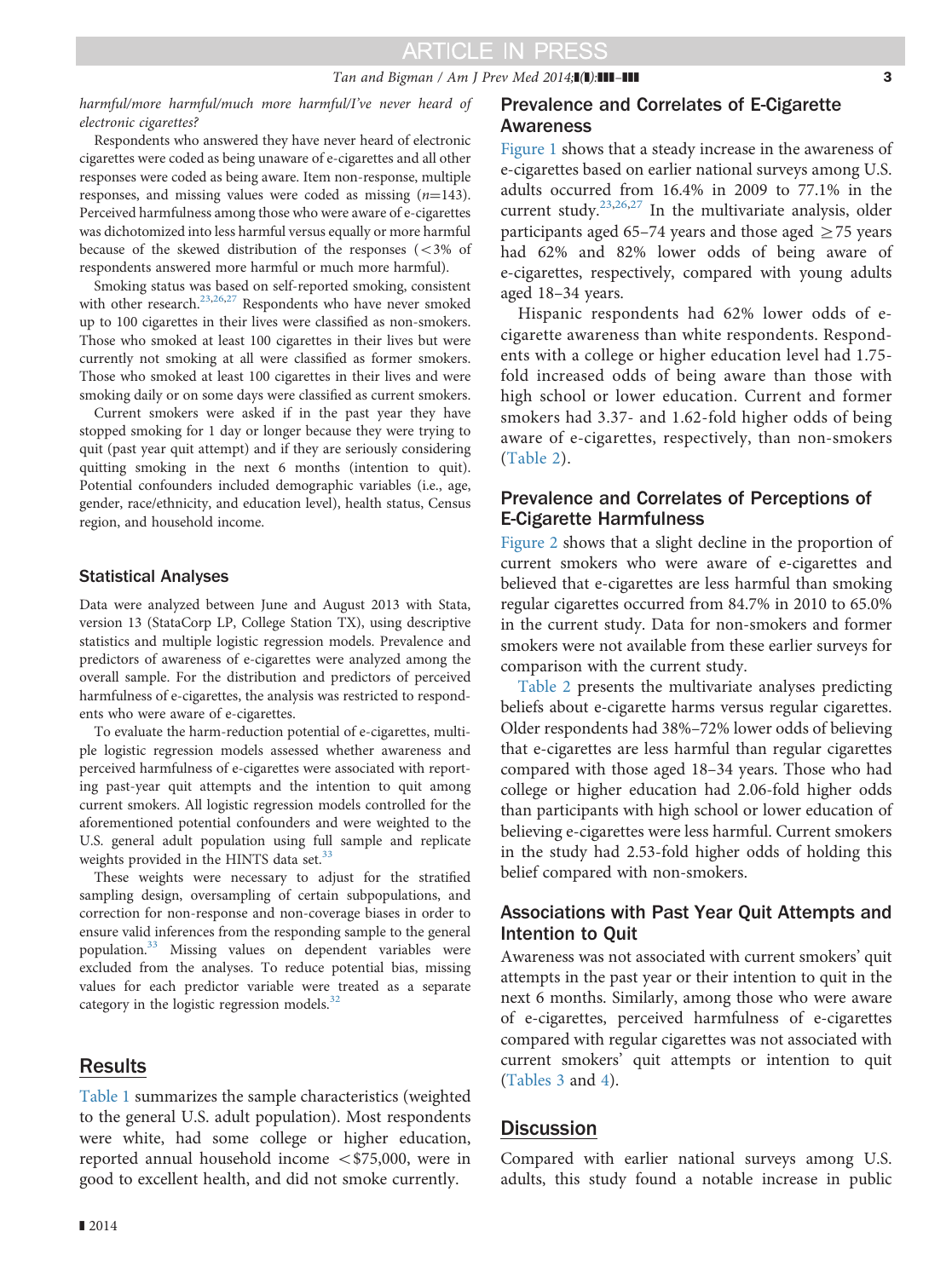*harmful/more harmful/much more harmful/I've never heard of electronic cigarettes?*

Respondents who answered they have never heard of electronic cigarettes were coded as being unaware of e-cigarettes and all other responses were coded as being aware. Item non-response, multiple responses, and missing values were coded as missing ($n$=143). Perceived harmfulness among those who were aware of e-cigarettes was dichotomized into less harmful versus equally or more harmful because of the skewed distribution of the responses (<3% of respondents answered more harmful or much more harmful).

Smoking status was based on self-reported smoking, consistent with other research.[23,26,27] Respondents who have never smoked up to 100 cigarettes in their lives were classified as non-smokers. Those who smoked at least 100 cigarettes in their lives but were currently not smoking at all were classified as former smokers. Those who smoked at least 100 cigarettes in their lives and were smoking daily or on some days were classified as current smokers.

Current smokers were asked if in the past year they have stopped smoking for 1 day or longer because they were trying to quit (past year quit attempt) and if they are seriously considering quitting smoking in the next 6 months (intention to quit). Potential confounders included demographic variables (i.e., age, gender, race/ethnicity, and education level), health status, Census region, and household income.

### Statistical Analyses

Data were analyzed between June and August 2013 with Stata, version 13 (StataCorp LP, College Station TX), using descriptive statistics and multiple logistic regression models. Prevalence and predictors of awareness of e-cigarettes were analyzed among the overall sample. For the distribution and predictors of perceived harmfulness of e-cigarettes, the analysis was restricted to respondents who were aware of e-cigarettes.

To evaluate the harm-reduction potential of e-cigarettes, multiple logistic regression models assessed whether awareness and perceived harmfulness of e-cigarettes were associated with reporting past-year quit attempts and the intention to quit among current smokers. All logistic regression models controlled for the aforementioned potential confounders and were weighted to the U.S. general adult population using full sample and replicate weights provided in the HINTS data set.[33]

These weights were necessary to adjust for the stratified sampling design, oversampling of certain subpopulations, and correction for non-response and non-coverage biases in order to ensure valid inferences from the responding sample to the general population.[33] Missing values on dependent variables were excluded from the analyses. To reduce potential bias, missing values for each predictor variable were treated as a separate category in the logistic regression models.[32]

## Results

Table 1 summarizes the sample characteristics (weighted to the general U.S. adult population). Most respondents were white, had some college or higher education, reported annual household income <\$75,000, were in good to excellent health, and did not smoke currently.

### Prevalence and Correlates of E-Cigarette Awareness

Figure 1 shows that a steady increase in the awareness of e-cigarettes based on earlier national surveys among U.S. adults occurred from 16.4% in 2009 to 77.1% in the current study.[23,26,27] In the multivariate analysis, older participants aged 65–74 years and those aged ≥75 years had 62% and 82% lower odds of being aware of e-cigarettes, respectively, compared with young adults aged 18–34 years.

Hispanic respondents had 62% lower odds of e-cigarette awareness than white respondents. Respondents with a college or higher education level had 1.75-fold increased odds of being aware than those with high school or lower education. Current and former smokers had 3.37- and 1.62-fold higher odds of being aware of e-cigarettes, respectively, than non-smokers (Table 2).

### Prevalence and Correlates of Perceptions of E-Cigarette Harmfulness

Figure 2 shows that a slight decline in the proportion of current smokers who were aware of e-cigarettes and believed that e-cigarettes are less harmful than smoking regular cigarettes occurred from 84.7% in 2010 to 65.0% in the current study. Data for non-smokers and former smokers were not available from these earlier surveys for comparison with the current study.

Table 2 presents the multivariate analyses predicting beliefs about e-cigarette harms versus regular cigarettes. Older respondents had 38%–72% lower odds of believing that e-cigarettes are less harmful than regular cigarettes compared with those aged 18–34 years. Those who had college or higher education had 2.06-fold higher odds than participants with high school or lower education of believing e-cigarettes were less harmful. Current smokers in the study had 2.53-fold higher odds of holding this belief compared with non-smokers.

### Associations with Past Year Quit Attempts and Intention to Quit

Awareness was not associated with current smokers' quit attempts in the past year or their intention to quit in the next 6 months. Similarly, among those who were aware of e-cigarettes, perceived harmfulness of e-cigarettes compared with regular cigarettes was not associated with current smokers' quit attempts or intention to quit (Tables 3 and 4).

## Discussion

Compared with earlier national surveys among U.S. adults, this study found a notable increase in public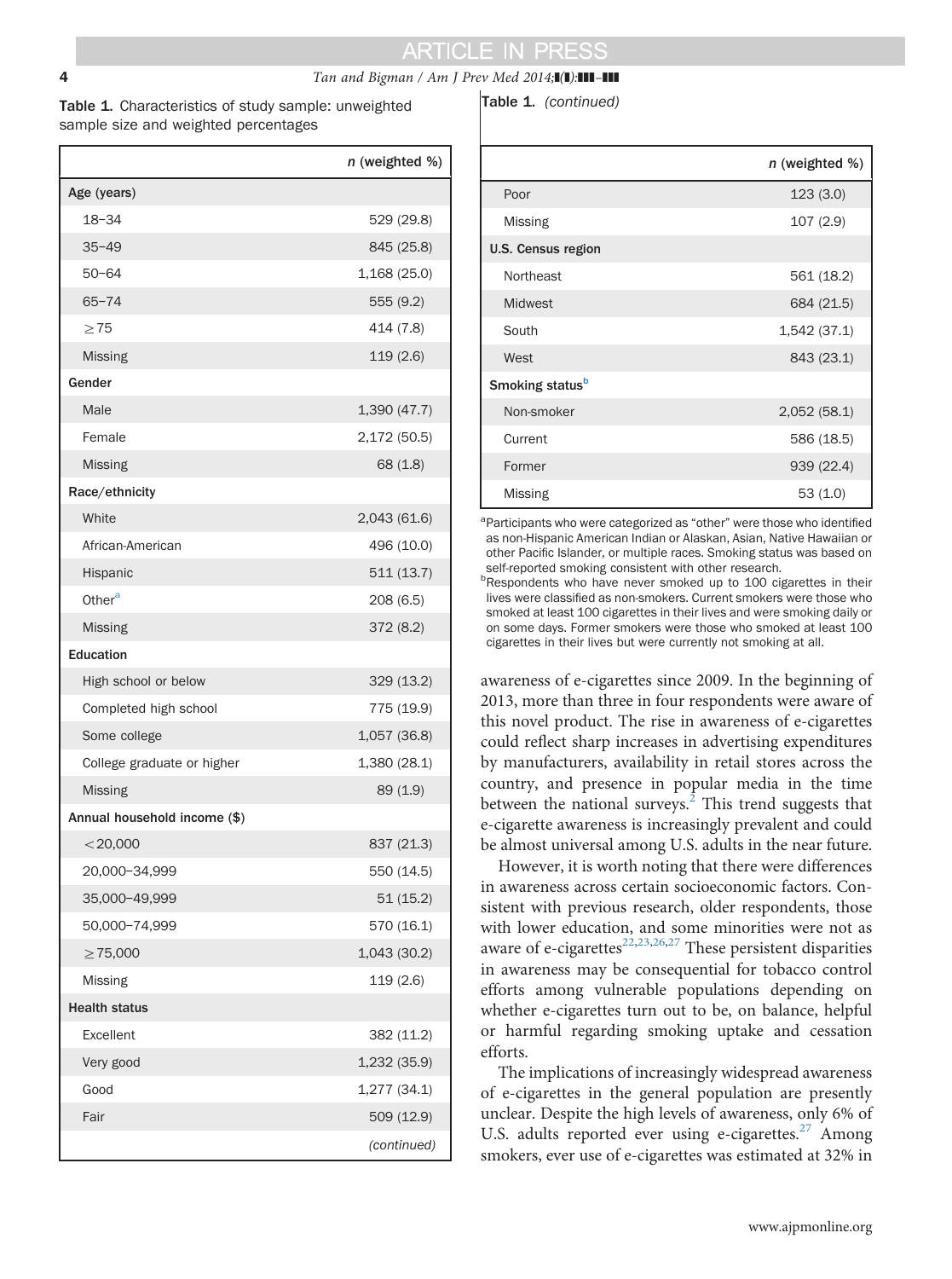**Table 1.** Characteristics of study sample: unweighted sample size and weighted percentages

| | *n* (weighted %) |
|---|---|
| **Age (years)** | |
| 18–34 | 529 (29.8) |
| 35–49 | 845 (25.8) |
| 50–64 | 1,168 (25.0) |
| 65–74 | 555 (9.2) |
| ≥75 | 414 (7.8) |
| Missing | 119 (2.6) |
| **Gender** | |
| Male | 1,390 (47.7) |
| Female | 2,172 (50.5) |
| Missing | 68 (1.8) |
| **Race/ethnicity** | |
| White | 2,043 (61.6) |
| African-American | 496 (10.0) |
| Hispanic | 511 (13.7) |
| Other[a] | 208 (6.5) |
| Missing | 372 (8.2) |
| **Education** | |
| High school or below | 329 (13.2) |
| Completed high school | 775 (19.9) |
| Some college | 1,057 (36.8) |
| College graduate or higher | 1,380 (28.1) |
| Missing | 89 (1.9) |
| **Annual household income ($)** | |
| <20,000 | 837 (21.3) |
| 20,000–34,999 | 550 (14.5) |
| 35,000–49,999 | 51 (15.2) |
| 50,000–74,999 | 570 (16.1) |
| ≥75,000 | 1,043 (30.2) |
| Missing | 119 (2.6) |
| **Health status** | |
| Excellent | 382 (11.2) |
| Very good | 1,232 (35.9) |
| Good | 1,277 (34.1) |
| Fair | 509 (12.9) |
| Poor | 123 (3.0) |
| Missing | 107 (2.9) |
| **U.S. Census region** | |
| Northeast | 561 (18.2) |
| Midwest | 684 (21.5) |
| South | 1,542 (37.1) |
| West | 843 (23.1) |
| **Smoking status**[b] | |
| Non-smoker | 2,052 (58.1) |
| Current | 586 (18.5) |
| Former | 939 (22.4) |
| Missing | 53 (1.0) |

[a]Participants who were categorized as "other" were those who identified as non-Hispanic American Indian or Alaskan, Asian, Native Hawaiian or other Pacific Islander, or multiple races. Smoking status was based on self-reported smoking consistent with other research.

[b]Respondents who have never smoked up to 100 cigarettes in their lives were classified as non-smokers. Current smokers were those who smoked at least 100 cigarettes in their lives and were smoking daily or on some days. Former smokers were those who smoked at least 100 cigarettes in their lives but were currently not smoking at all.

awareness of e-cigarettes since 2009. In the beginning of 2013, more than three in four respondents were aware of this novel product. The rise in awareness of e-cigarettes could reflect sharp increases in advertising expenditures by manufacturers, availability in retail stores across the country, and presence in popular media in the time between the national surveys.[2] This trend suggests that e-cigarette awareness is increasingly prevalent and could be almost universal among U.S. adults in the near future.

However, it is worth noting that there were differences in awareness across certain socioeconomic factors. Consistent with previous research, older respondents, those with lower education, and some minorities were not as aware of e-cigarettes[22,23,26,27] These persistent disparities in awareness may be consequential for tobacco control efforts among vulnerable populations depending on whether e-cigarettes turn out to be, on balance, helpful or harmful regarding smoking uptake and cessation efforts.

The implications of increasingly widespread awareness of e-cigarettes in the general population are presently unclear. Despite the high levels of awareness, only 6% of U.S. adults reported ever using e-cigarettes.[27] Among smokers, ever use of e-cigarettes was estimated at 32% in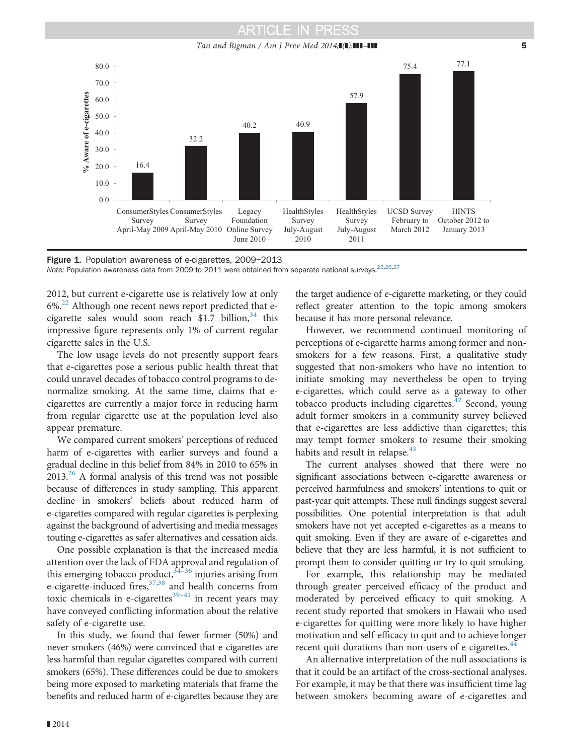Figure 1. Population awareness of e-cigarettes, 2009–2013

*Note:* Population awareness data from 2009 to 2011 were obtained from separate national surveys.[23,26,27]

2012, but current e-cigarette use is relatively low at only 6%.[22] Although one recent news report predicted that e-cigarette sales would soon reach \$1.7 billion,[34] this impressive figure represents only 1% of current regular cigarette sales in the U.S.

The low usage levels do not presently support fears that e-cigarettes pose a serious public health threat that could unravel decades of tobacco control programs to denormalize smoking. At the same time, claims that e-cigarettes are currently a major force in reducing harm from regular cigarette use at the population level also appear premature.

We compared current smokers' perceptions of reduced harm of e-cigarettes with earlier surveys and found a gradual decline in this belief from 84% in 2010 to 65% in 2013.[26] A formal analysis of this trend was not possible because of differences in study sampling. This apparent decline in smokers' beliefs about reduced harm of e-cigarettes compared with regular cigarettes is perplexing against the background of advertising and media messages touting e-cigarettes as safer alternatives and cessation aids.

One possible explanation is that the increased media attention over the lack of FDA approval and regulation of this emerging tobacco product,[34–36] injuries arising from e-cigarette-induced fires,[37,38] and health concerns from toxic chemicals in e-cigarettes[39–41] in recent years may have conveyed conflicting information about the relative safety of e-cigarette use.

In this study, we found that fewer former (50%) and never smokers (46%) were convinced that e-cigarettes are less harmful than regular cigarettes compared with current smokers (65%). These differences could be due to smokers being more exposed to marketing materials that frame the benefits and reduced harm of e-cigarettes because they are the target audience of e-cigarette marketing, or they could reflect greater attention to the topic among smokers because it has more personal relevance.

However, we recommend continued monitoring of perceptions of e-cigarette harms among former and non-smokers for a few reasons. First, a qualitative study suggested that non-smokers who have no intention to initiate smoking may nevertheless be open to trying e-cigarettes, which could serve as a gateway to other tobacco products including cigarettes.[42] Second, young adult former smokers in a community survey believed that e-cigarettes are less addictive than cigarettes; this may tempt former smokers to resume their smoking habits and result in relapse.[43]

The current analyses showed that there were no significant associations between e-cigarette awareness or perceived harmfulness and smokers' intentions to quit or past-year quit attempts. These null findings suggest several possibilities. One potential interpretation is that adult smokers have not yet accepted e-cigarettes as a means to quit smoking. Even if they are aware of e-cigarettes and believe that they are less harmful, it is not sufficient to prompt them to consider quitting or try to quit smoking.

For example, this relationship may be mediated through greater perceived efficacy of the product and moderated by perceived efficacy to quit smoking. A recent study reported that smokers in Hawaii who used e-cigarettes for quitting were more likely to have higher motivation and self-efficacy to quit and to achieve longer recent quit durations than non-users of e-cigarettes.[44]

An alternative interpretation of the null associations is that it could be an artifact of the cross-sectional analyses. For example, it may be that there was insufficient time lag between smokers becoming aware of e-cigarettes and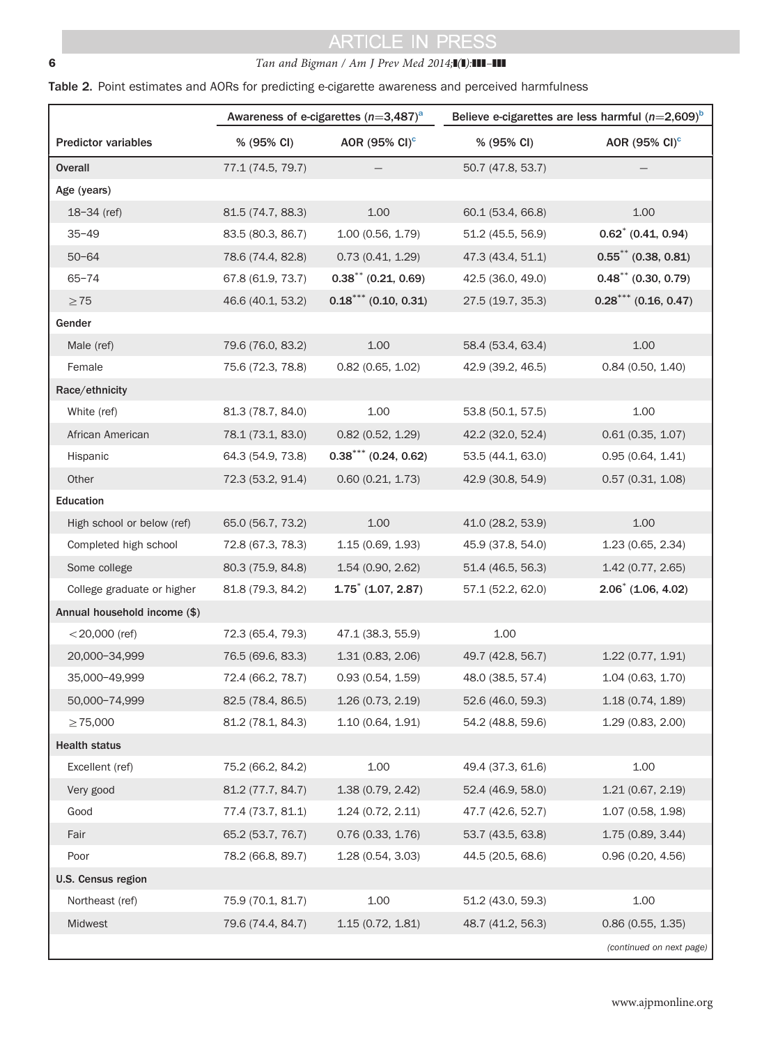Table 2. Point estimates and AORs for predicting e-cigarette awareness and perceived harmfulness

| Predictor variables | Awareness of e-cigarettes ($n$=3,487)[a] | | Believe e-cigarettes are less harmful ($n$=2,609)[b] | |
|---|---|---|---|---|
| | % (95% CI) | AOR (95% CI)[c] | % (95% CI) | AOR (95% CI)[c] |
| Overall | 77.1 (74.5, 79.7) | — | 50.7 (47.8, 53.7) | — |
| Age (years) | | | | |
| 18–34 (ref) | 81.5 (74.7, 88.3) | 1.00 | 60.1 (53.4, 66.8) | 1.00 |
| 35–49 | 83.5 (80.3, 86.7) | 1.00 (0.56, 1.79) | 51.2 (45.5, 56.9) | **0.62[*] (0.41, 0.94)** |
| 50–64 | 78.6 (74.4, 82.8) | 0.73 (0.41, 1.29) | 47.3 (43.4, 51.1) | **0.55[**] (0.38, 0.81)** |
| 65–74 | 67.8 (61.9, 73.7) | **0.38[**] (0.21, 0.69)** | 42.5 (36.0, 49.0) | **0.48[**] (0.30, 0.79)** |
| ≥75 | 46.6 (40.1, 53.2) | **0.18[***] (0.10, 0.31)** | 27.5 (19.7, 35.3) | **0.28[***] (0.16, 0.47)** |
| Gender | | | | |
| Male (ref) | 79.6 (76.0, 83.2) | 1.00 | 58.4 (53.4, 63.4) | 1.00 |
| Female | 75.6 (72.3, 78.8) | 0.82 (0.65, 1.02) | 42.9 (39.2, 46.5) | 0.84 (0.50, 1.40) |
| Race/ethnicity | | | | |
| White (ref) | 81.3 (78.7, 84.0) | 1.00 | 53.8 (50.1, 57.5) | 1.00 |
| African American | 78.1 (73.1, 83.0) | 0.82 (0.52, 1.29) | 42.2 (32.0, 52.4) | 0.61 (0.35, 1.07) |
| Hispanic | 64.3 (54.9, 73.8) | **0.38[***] (0.24, 0.62)** | 53.5 (44.1, 63.0) | 0.95 (0.64, 1.41) |
| Other | 72.3 (53.2, 91.4) | 0.60 (0.21, 1.73) | 42.9 (30.8, 54.9) | 0.57 (0.31, 1.08) |
| Education | | | | |
| High school or below (ref) | 65.0 (56.7, 73.2) | 1.00 | 41.0 (28.2, 53.9) | 1.00 |
| Completed high school | 72.8 (67.3, 78.3) | 1.15 (0.69, 1.93) | 45.9 (37.8, 54.0) | 1.23 (0.65, 2.34) |
| Some college | 80.3 (75.9, 84.8) | 1.54 (0.90, 2.62) | 51.4 (46.5, 56.3) | 1.42 (0.77, 2.65) |
| College graduate or higher | 81.8 (79.3, 84.2) | **1.75[*] (1.07, 2.87)** | 57.1 (52.2, 62.0) | **2.06[*] (1.06, 4.02)** |
| Annual household income ($) | | | | |
| <20,000 (ref) | 72.3 (65.4, 79.3) | 47.1 (38.3, 55.9) | 1.00 | |
| 20,000–34,999 | 76.5 (69.6, 83.3) | 1.31 (0.83, 2.06) | 49.7 (42.8, 56.7) | 1.22 (0.77, 1.91) |
| 35,000–49,999 | 72.4 (66.2, 78.7) | 0.93 (0.54, 1.59) | 48.0 (38.5, 57.4) | 1.04 (0.63, 1.70) |
| 50,000–74,999 | 82.5 (78.4, 86.5) | 1.26 (0.73, 2.19) | 52.6 (46.0, 59.3) | 1.18 (0.74, 1.89) |
| ≥75,000 | 81.2 (78.1, 84.3) | 1.10 (0.64, 1.91) | 54.2 (48.8, 59.6) | 1.29 (0.83, 2.00) |
| Health status | | | | |
| Excellent (ref) | 75.2 (66.2, 84.2) | 1.00 | 49.4 (37.3, 61.6) | 1.00 |
| Very good | 81.2 (77.7, 84.7) | 1.38 (0.79, 2.42) | 52.4 (46.9, 58.0) | 1.21 (0.67, 2.19) |
| Good | 77.4 (73.7, 81.1) | 1.24 (0.72, 2.11) | 47.7 (42.6, 52.7) | 1.07 (0.58, 1.98) |
| Fair | 65.2 (53.7, 76.7) | 0.76 (0.33, 1.76) | 53.7 (43.5, 63.8) | 1.75 (0.89, 3.44) |
| Poor | 78.2 (66.8, 89.7) | 1.28 (0.54, 3.03) | 44.5 (20.5, 68.6) | 0.96 (0.20, 4.56) |
| U.S. Census region | | | | |
| Northeast (ref) | 75.9 (70.1, 81.7) | 1.00 | 51.2 (43.0, 59.3) | 1.00 |
| Midwest | 79.6 (74.4, 84.7) | 1.15 (0.72, 1.81) | 48.7 (41.2, 56.3) | 0.86 (0.55, 1.35) |

*(continued on next page)*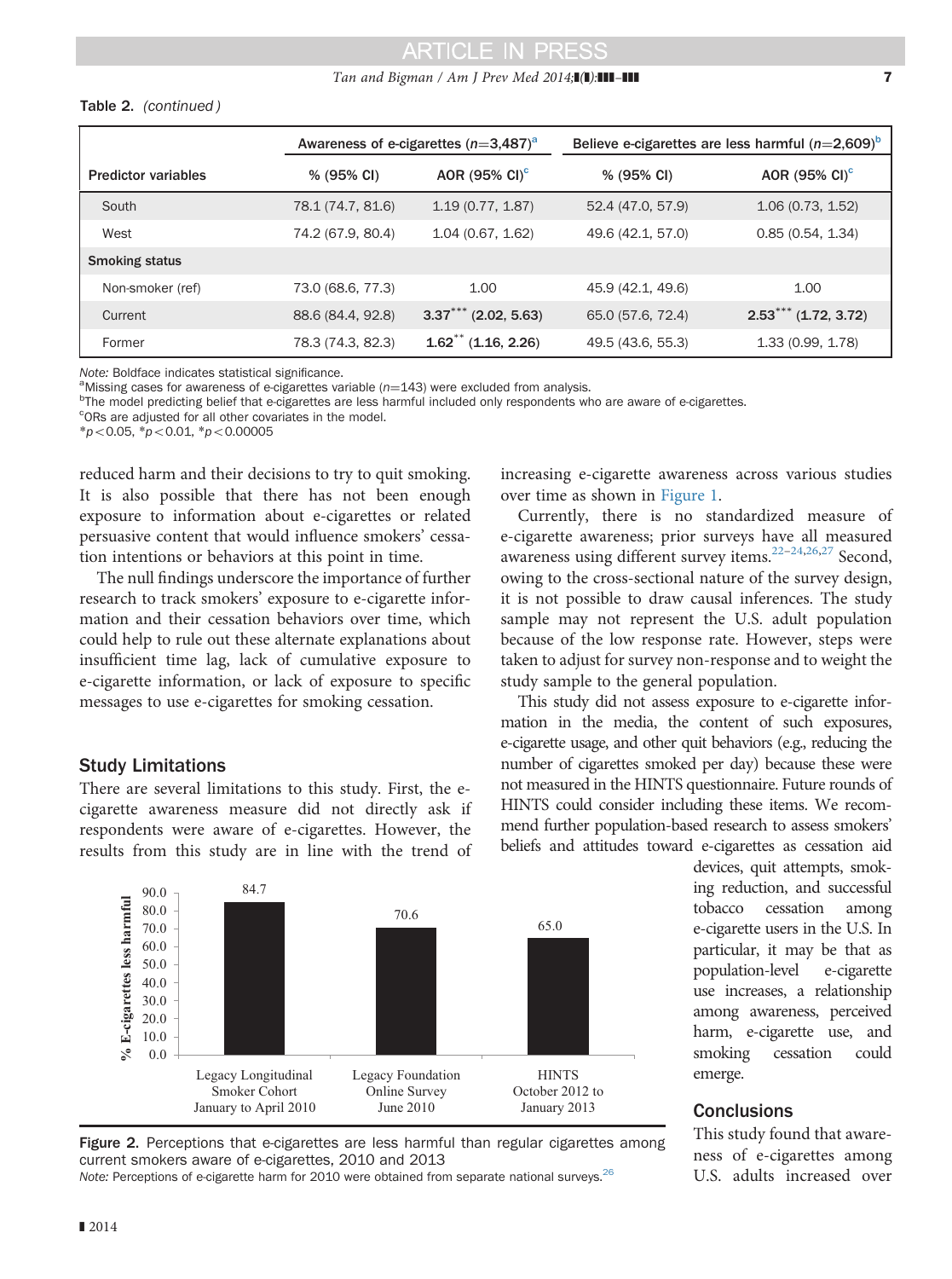Table 2. *(continued)*

| Predictor variables | Awareness of e-cigarettes ($n$=3,487)[a] | | Believe e-cigarettes are less harmful ($n$=2,609)[b] | |
|---|---|---|---|---|
| | % (95% CI) | AOR (95% CI)[c] | % (95% CI) | AOR (95% CI)[c] |
| South | 78.1 (74.7, 81.6) | 1.19 (0.77, 1.87) | 52.4 (47.0, 57.9) | 1.06 (0.73, 1.52) |
| West | 74.2 (67.9, 80.4) | 1.04 (0.67, 1.62) | 49.6 (42.1, 57.0) | 0.85 (0.54, 1.34) |
| **Smoking status** | | | | |
| Non-smoker (ref) | 73.0 (68.6, 77.3) | 1.00 | 45.9 (42.1, 49.6) | 1.00 |
| Current | 88.6 (84.4, 92.8) | **3.37\*\*\* (2.02, 5.63)** | 65.0 (57.6, 72.4) | **2.53\*\*\* (1.72, 3.72)** |
| Former | 78.3 (74.3, 82.3) | **1.62\*\* (1.16, 2.26)** | 49.5 (43.6, 55.3) | 1.33 (0.99, 1.78) |

*Note:* Boldface indicates statistical significance.
[a]Missing cases for awareness of e-cigarettes variable ($n$=143) were excluded from analysis.
[b]The model predicting belief that e-cigarettes are less harmful included only respondents who are aware of e-cigarettes.
[c]ORs are adjusted for all other covariates in the model.
\*$p<0.05$, \*$p<0.01$, \*$p<0.00005$

reduced harm and their decisions to try to quit smoking. It is also possible that there has not been enough exposure to information about e-cigarettes or related persuasive content that would influence smokers' cessation intentions or behaviors at this point in time.

The null findings underscore the importance of further research to track smokers' exposure to e-cigarette information and their cessation behaviors over time, which could help to rule out these alternate explanations about insufficient time lag, lack of cumulative exposure to e-cigarette information, or lack of exposure to specific messages to use e-cigarettes for smoking cessation.

## Study Limitations

There are several limitations to this study. First, the e-cigarette awareness measure did not directly ask if respondents were aware of e-cigarettes. However, the results from this study are in line with the trend of increasing e-cigarette awareness across various studies over time as shown in Figure 1.

Currently, there is no standardized measure of e-cigarette awareness; prior surveys have all measured awareness using different survey items.[22–24,26,27] Second, owing to the cross-sectional nature of the survey design, it is not possible to draw causal inferences. The study sample may not represent the U.S. adult population because of the low response rate. However, steps were taken to adjust for survey non-response and to weight the study sample to the general population.

This study did not assess exposure to e-cigarette information in the media, the content of such exposures, e-cigarette usage, and other quit behaviors (e.g., reducing the number of cigarettes smoked per day) because these were not measured in the HINTS questionnaire. Future rounds of HINTS could consider including these items. We recommend further population-based research to assess smokers' beliefs and attitudes toward e-cigarettes as cessation aid devices, quit attempts, smoking reduction, and successful tobacco cessation among e-cigarette users in the U.S. In particular, it may be that as population-level e-cigarette use increases, a relationship among awareness, perceived harm, e-cigarette use, and smoking cessation could emerge.

% E-cigarettes less harmful
90.0
80.0
70.0
60.0
50.0
40.0
30.0
20.0
10.0
0.0

84.7
70.6
65.0

Legacy Longitudinal Smoker Cohort January to April 2010
Legacy Foundation Online Survey June 2010
HINTS October 2012 to January 2013

Figure 2. Perceptions that e-cigarettes are less harmful than regular cigarettes among current smokers aware of e-cigarettes, 2010 and 2013
*Note:* Perceptions of e-cigarette harm for 2010 were obtained from separate national surveys.[26]

## Conclusions

This study found that awareness of e-cigarettes among U.S. adults increased over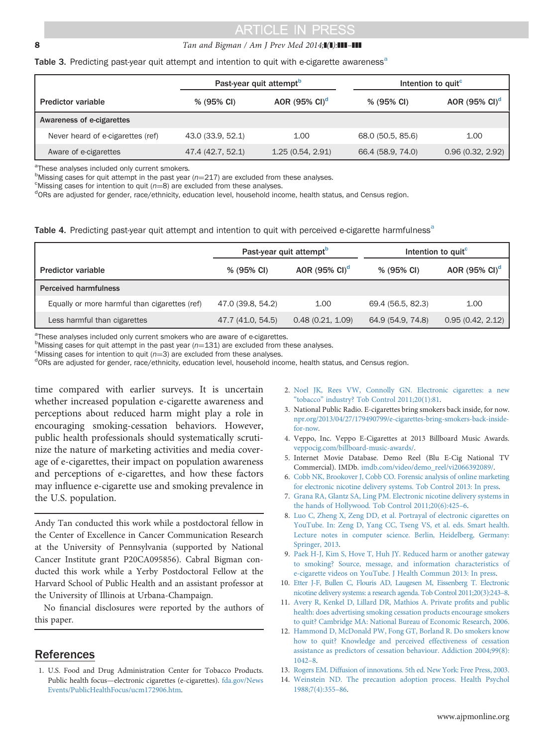Table 3. Predicting past-year quit attempt and intention to quit with e-cigarette awareness[a]

| | Past-year quit attempt[b] | | Intention to quit[c] | |
|---|---|---|---|---|
| Predictor variable | % (95% CI) | AOR (95% CI)[d] | % (95% CI) | AOR (95% CI)[d] |
| **Awareness of e-cigarettes** | | | | |
| Never heard of e-cigarettes (ref) | 43.0 (33.9, 52.1) | 1.00 | 68.0 (50.5, 85.6) | 1.00 |
| Aware of e-cigarettes | 47.4 (42.7, 52.1) | 1.25 (0.54, 2.91) | 66.4 (58.9, 74.0) | 0.96 (0.32, 2.92) |

[a]These analyses included only current smokers.
[b]Missing cases for quit attempt in the past year ($n$=217) are excluded from these analyses.
[c]Missing cases for intention to quit ($n$=8) are excluded from these analyses.
[d]ORs are adjusted for gender, race/ethnicity, education level, household income, health status, and Census region.

Table 4. Predicting past-year quit attempt and intention to quit with perceived e-cigarette harmfulness[a]

| | Past-year quit attempt[b] | | Intention to quit[c] | |
|---|---|---|---|---|
| Predictor variable | % (95% CI) | AOR (95% CI)[d] | % (95% CI) | AOR (95% CI)[d] |
| **Perceived harmfulness** | | | | |
| Equally or more harmful than cigarettes (ref) | 47.0 (39.8, 54.2) | 1.00 | 69.4 (56.5, 82.3) | 1.00 |
| Less harmful than cigarettes | 47.7 (41.0, 54.5) | 0.48 (0.21, 1.09) | 64.9 (54.9, 74.8) | 0.95 (0.42, 2.12) |

[a]These analyses included only current smokers who are aware of e-cigarettes.
[b]Missing cases for quit attempt in the past year ($n$=131) are excluded from these analyses.
[c]Missing cases for intention to quit ($n$=3) are excluded from these analyses.
[d]ORs are adjusted for gender, race/ethnicity, education level, household income, health status, and Census region.

time compared with earlier surveys. It is uncertain whether increased population e-cigarette awareness and perceptions about reduced harm might play a role in encouraging smoking-cessation behaviors. However, public health professionals should systematically scrutinize the nature of marketing activities and media coverage of e-cigarettes, their impact on population awareness and perceptions of e-cigarettes, and how these factors may influence e-cigarette use and smoking prevalence in the U.S. population.

Andy Tan conducted this work while a postdoctoral fellow in the Center of Excellence in Cancer Communication Research at the University of Pennsylvania (supported by National Cancer Institute grant P20CA095856). Cabral Bigman conducted this work while a Yerby Postdoctoral Fellow at the Harvard School of Public Health and an assistant professor at the University of Illinois at Urbana-Champaign.

No financial disclosures were reported by the authors of this paper.

## References

1. U.S. Food and Drug Administration Center for Tobacco Products. Public health focus—electronic cigarettes (e-cigarettes). fda.gov/NewsEvents/PublicHealthFocus/ucm172906.htm.
2. Noel JK, Rees VW, Connolly GN. Electronic cigarettes: a new "tobacco" industry? Tob Control 2011;20(1):81.
3. National Public Radio. E-cigarettes bring smokers back inside, for now. npr.org/2013/04/27/179490799/e-cigarettes-bring-smokers-back-inside-for-now.
4. Veppo, Inc. Veppo E-Cigarettes at 2013 Billboard Music Awards. veppocig.com/billboard-music-awards/.
5. Internet Movie Database. Demo Reel (Blu E-Cig National TV Commercial). IMDb. imdb.com/video/demo_reel/vi2066392089/.
6. Cobb NK, Brookover J, Cobb CO. Forensic analysis of online marketing for electronic nicotine delivery systems. Tob Control 2013: In press.
7. Grana RA, Glantz SA, Ling PM. Electronic nicotine delivery systems in the hands of Hollywood. Tob Control 2011;20(6):425–6.
8. Luo C, Zheng X, Zeng DD, et al. Portrayal of electronic cigarettes on YouTube. In: Zeng D, Yang CC, Tseng VS, et al. eds. Smart health. Lecture notes in computer science. Berlin, Heidelberg, Germany: Springer, 2013.
9. Paek H-J, Kim S, Hove T, Huh JY. Reduced harm or another gateway to smoking? Source, message, and information characteristics of e-cigarette videos on YouTube. J Health Commun 2013: In press.
10. Etter J-F, Bullen C, Flouris AD, Laugesen M, Eissenberg T. Electronic nicotine delivery systems: a research agenda. Tob Control 2011;20(3):243–8.
11. Avery R, Kenkel D, Lillard DR, Mathios A. Private profits and public health: does advertising smoking cessation products encourage smokers to quit? Cambridge MA: National Bureau of Economic Research, 2006.
12. Hammond D, McDonald PW, Fong GT, Borland R. Do smokers know how to quit? Knowledge and perceived effectiveness of cessation assistance as predictors of cessation behaviour. Addiction 2004;99(8):1042–8.
13. Rogers EM. Diffusion of innovations. 5th ed. New York: Free Press, 2003.
14. Weinstein ND. The precaution adoption process. Health Psychol 1988;7(4):355–86.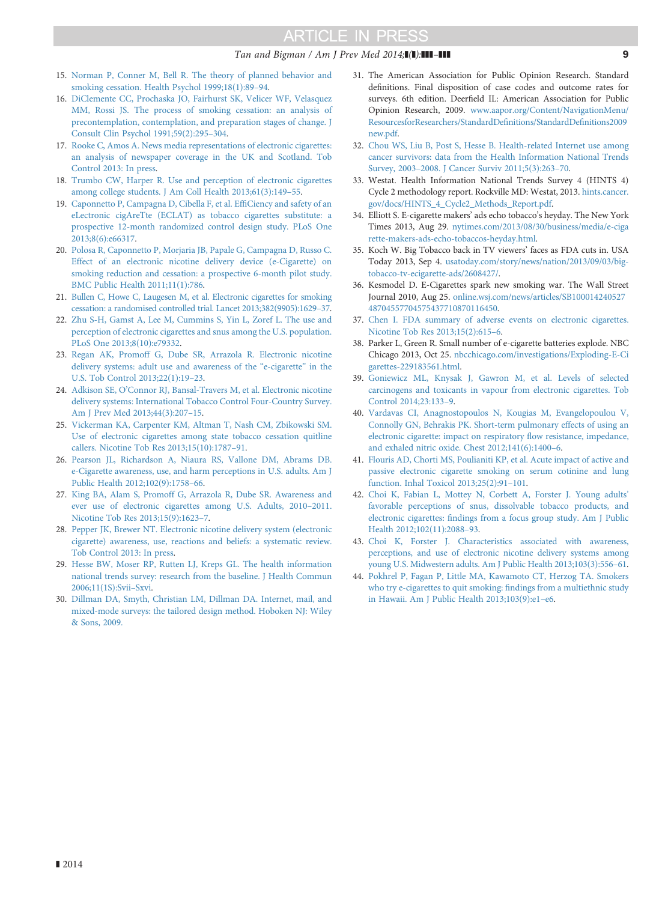15. Norman P, Conner M, Bell R. The theory of planned behavior and smoking cessation. Health Psychol 1999;18(1):89–94.
16. DiClemente CC, Prochaska JO, Fairhurst SK, Velicer WF, Velasquez MM, Rossi JS. The process of smoking cessation: an analysis of precontemplation, contemplation, and preparation stages of change. J Consult Clin Psychol 1991;59(2):295–304.
17. Rooke C, Amos A. News media representations of electronic cigarettes: an analysis of newspaper coverage in the UK and Scotland. Tob Control 2013: In press.
18. Trumbo CW, Harper R. Use and perception of electronic cigarettes among college students. J Am Coll Health 2013;61(3):149–55.
19. Caponnetto P, Campagna D, Cibella F, et al. EffiCiency and safety of an eLectronic cigAreTte (ECLAT) as tobacco cigarettes substitute: a prospective 12-month randomized control design study. PLoS One 2013;8(6):e66317.
20. Polosa R, Caponnetto P, Morjaria JB, Papale G, Campagna D, Russo C. Effect of an electronic nicotine delivery device (e-Cigarette) on smoking reduction and cessation: a prospective 6-month pilot study. BMC Public Health 2011;11(1):786.
21. Bullen C, Howe C, Laugesen M, et al. Electronic cigarettes for smoking cessation: a randomised controlled trial. Lancet 2013;382(9905):1629–37.
22. Zhu S-H, Gamst A, Lee M, Cummins S, Yin L, Zoref L. The use and perception of electronic cigarettes and snus among the U.S. population. PLoS One 2013;8(10):e79332.
23. Regan AK, Promoff G, Dube SR, Arrazola R. Electronic nicotine delivery systems: adult use and awareness of the "e-cigarette" in the U.S. Tob Control 2013;22(1):19–23.
24. Adkison SE, O'Connor RJ, Bansal-Travers M, et al. Electronic nicotine delivery systems: International Tobacco Control Four-Country Survey. Am J Prev Med 2013;44(3):207–15.
25. Vickerman KA, Carpenter KM, Altman T, Nash CM, Zbikowski SM. Use of electronic cigarettes among state tobacco cessation quitline callers. Nicotine Tob Res 2013;15(10):1787–91.
26. Pearson JL, Richardson A, Niaura RS, Vallone DM, Abrams DB. e-Cigarette awareness, use, and harm perceptions in U.S. adults. Am J Public Health 2012;102(9):1758–66.
27. King BA, Alam S, Promoff G, Arrazola R, Dube SR. Awareness and ever use of electronic cigarettes among U.S. Adults, 2010–2011. Nicotine Tob Res 2013;15(9):1623–7.
28. Pepper JK, Brewer NT. Electronic nicotine delivery system (electronic cigarette) awareness, use, reactions and beliefs: a systematic review. Tob Control 2013: In press.
29. Hesse BW, Moser RP, Rutten LJ, Kreps GL. The health information national trends survey: research from the baseline. J Health Commun 2006;11(1S):Svii–Sxvi.
30. Dillman DA, Smyth, Christian LM, Dillman DA. Internet, mail, and mixed-mode surveys: the tailored design method. Hoboken NJ: Wiley & Sons, 2009.
31. The American Association for Public Opinion Research. Standard definitions. Final disposition of case codes and outcome rates for surveys. 6th edition. Deerfield IL: American Association for Public Opinion Research, 2009. www.aapor.org/Content/NavigationMenu/ResourcesforResearchers/StandardDefinitions/StandardDefinitions2009new.pdf.
32. Chou WS, Liu B, Post S, Hesse B. Health-related Internet use among cancer survivors: data from the Health Information National Trends Survey, 2003–2008. J Cancer Surviv 2011;5(3):263–70.
33. Westat. Health Information National Trends Survey 4 (HINTS 4) Cycle 2 methodology report. Rockville MD: Westat, 2013. hints.cancer.gov/docs/HINTS_4_Cycle2_Methods_Report.pdf.
34. Elliott S. E-cigarette makers' ads echo tobacco's heyday. The New York Times 2013, Aug 29. nytimes.com/2013/08/30/business/media/e-cigarette-makers-ads-echo-tobaccos-heyday.html.
35. Koch W. Big Tobacco back in TV viewers' faces as FDA cuts in. USA Today 2013, Sep 4. usatoday.com/story/news/nation/2013/09/03/big-tobacco-tv-ecigarette-ads/2608427/.
36. Kesmodel D. E-Cigarettes spark new smoking war. The Wall Street Journal 2010, Aug 25. online.wsj.com/news/articles/SB10001424052748704557704575437710870116450.
37. Chen I. FDA summary of adverse events on electronic cigarettes. Nicotine Tob Res 2013;15(2):615–6.
38. Parker L, Green R. Small number of e-cigarette batteries explode. NBC Chicago 2013, Oct 25. nbcchicago.com/investigations/Exploding-E-Cigarettes-229183561.html.
39. Goniewicz ML, Knysak J, Gawron M, et al. Levels of selected carcinogens and toxicants in vapour from electronic cigarettes. Tob Control 2014;23:133–9.
40. Vardavas CI, Anagnostopoulos N, Kougias M, Evangelopoulou V, Connolly GN, Behrakis PK. Short-term pulmonary effects of using an electronic cigarette: impact on respiratory flow resistance, impedance, and exhaled nitric oxide. Chest 2012;141(6):1400–6.
41. Flouris AD, Chorti MS, Poulianiti KP, et al. Acute impact of active and passive electronic cigarette smoking on serum cotinine and lung function. Inhal Toxicol 2013;25(2):91–101.
42. Choi K, Fabian L, Mottey N, Corbett A, Forster J. Young adults' favorable perceptions of snus, dissolvable tobacco products, and electronic cigarettes: findings from a focus group study. Am J Public Health 2012;102(11):2088–93.
43. Choi K, Forster J. Characteristics associated with awareness, perceptions, and use of electronic nicotine delivery systems among young U.S. Midwestern adults. Am J Public Health 2013;103(3):556–61.
44. Pokhrel P, Fagan P, Little MA, Kawamoto CT, Herzog TA. Smokers who try e-cigarettes to quit smoking: findings from a multiethnic study in Hawaii. Am J Public Health 2013;103(9):e1–e6.